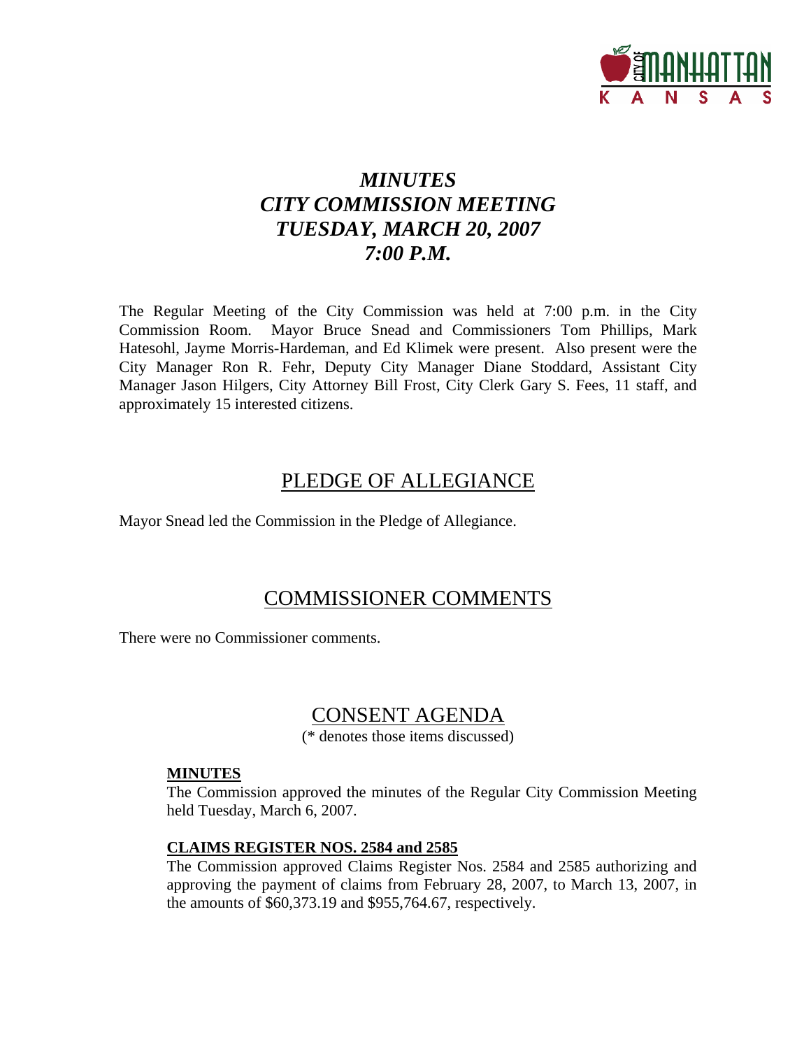# *MINUTES*
# *CITY COMMISSION MEETING*
# *TUESDAY, MARCH 20, 2007*
# *7:00 P.M.*

The Regular Meeting of the City Commission was held at 7:00 p.m. in the City Commission Room. Mayor Bruce Snead and Commissioners Tom Phillips, Mark Hatesohl, Jayme Morris-Hardeman, and Ed Klimek were present. Also present were the City Manager Ron R. Fehr, Deputy City Manager Diane Stoddard, Assistant City Manager Jason Hilgers, City Attorney Bill Frost, City Clerk Gary S. Fees, 11 staff, and approximately 15 interested citizens.

## PLEDGE OF ALLEGIANCE

Mayor Snead led the Commission in the Pledge of Allegiance.

## COMMISSIONER COMMENTS

There were no Commissioner comments.

## CONSENT AGENDA

(* denotes those items discussed)

**MINUTES**

The Commission approved the minutes of the Regular City Commission Meeting held Tuesday, March 6, 2007.

**CLAIMS REGISTER NOS. 2584 and 2585**

The Commission approved Claims Register Nos. 2584 and 2585 authorizing and approving the payment of claims from February 28, 2007, to March 13, 2007, in the amounts of $60,373.19 and $955,764.67, respectively.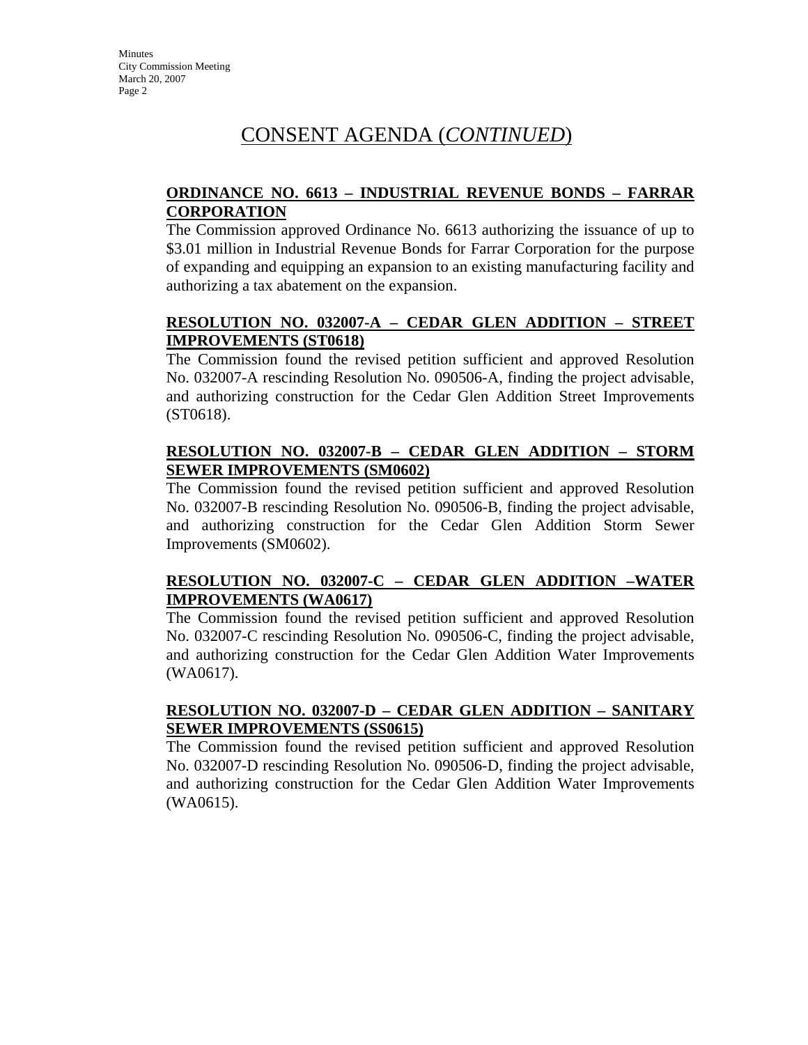# CONSENT AGENDA (*CONTINUED*)

**ORDINANCE NO. 6613 – INDUSTRIAL REVENUE BONDS – FARRAR CORPORATION**

The Commission approved Ordinance No. 6613 authorizing the issuance of up to $3.01 million in Industrial Revenue Bonds for Farrar Corporation for the purpose of expanding and equipping an expansion to an existing manufacturing facility and authorizing a tax abatement on the expansion.

**RESOLUTION NO. 032007-A – CEDAR GLEN ADDITION – STREET IMPROVEMENTS (ST0618)**

The Commission found the revised petition sufficient and approved Resolution No. 032007-A rescinding Resolution No. 090506-A, finding the project advisable, and authorizing construction for the Cedar Glen Addition Street Improvements (ST0618).

**RESOLUTION NO. 032007-B – CEDAR GLEN ADDITION – STORM SEWER IMPROVEMENTS (SM0602)**

The Commission found the revised petition sufficient and approved Resolution No. 032007-B rescinding Resolution No. 090506-B, finding the project advisable, and authorizing construction for the Cedar Glen Addition Storm Sewer Improvements (SM0602).

**RESOLUTION NO. 032007-C – CEDAR GLEN ADDITION –WATER IMPROVEMENTS (WA0617)**

The Commission found the revised petition sufficient and approved Resolution No. 032007-C rescinding Resolution No. 090506-C, finding the project advisable, and authorizing construction for the Cedar Glen Addition Water Improvements (WA0617).

**RESOLUTION NO. 032007-D – CEDAR GLEN ADDITION – SANITARY SEWER IMPROVEMENTS (SS0615)**

The Commission found the revised petition sufficient and approved Resolution No. 032007-D rescinding Resolution No. 090506-D, finding the project advisable, and authorizing construction for the Cedar Glen Addition Water Improvements (WA0615).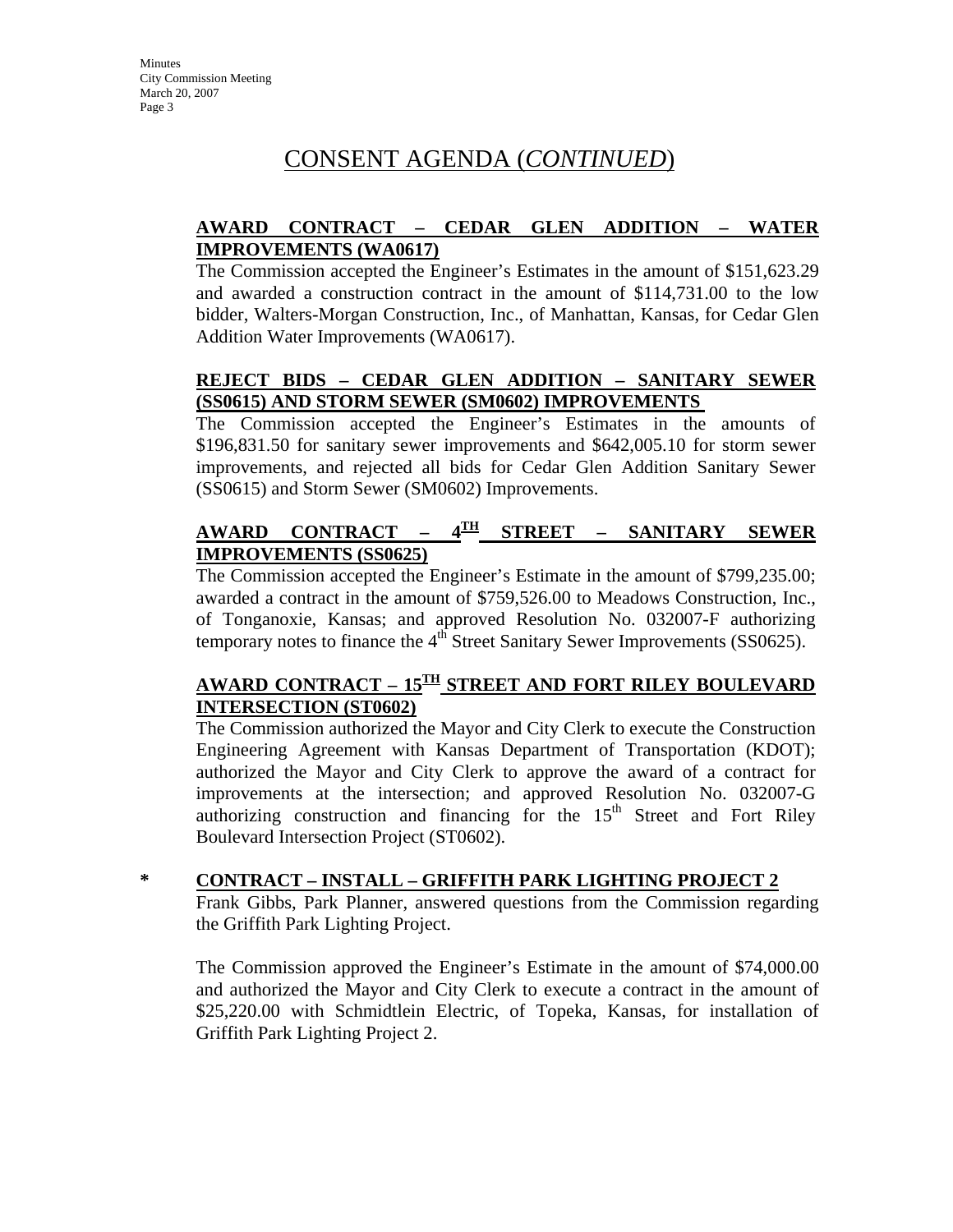# CONSENT AGENDA (*CONTINUED*)

**AWARD CONTRACT – CEDAR GLEN ADDITION – WATER IMPROVEMENTS (WA0617)**

The Commission accepted the Engineer's Estimates in the amount of $151,623.29 and awarded a construction contract in the amount of $114,731.00 to the low bidder, Walters-Morgan Construction, Inc., of Manhattan, Kansas, for Cedar Glen Addition Water Improvements (WA0617).

**REJECT BIDS – CEDAR GLEN ADDITION – SANITARY SEWER (SS0615) AND STORM SEWER (SM0602) IMPROVEMENTS**

The Commission accepted the Engineer's Estimates in the amounts of $196,831.50 for sanitary sewer improvements and $642,005.10 for storm sewer improvements, and rejected all bids for Cedar Glen Addition Sanitary Sewer (SS0615) and Storm Sewer (SM0602) Improvements.

**AWARD CONTRACT – 4TH STREET – SANITARY SEWER IMPROVEMENTS (SS0625)**

The Commission accepted the Engineer's Estimate in the amount of $799,235.00; awarded a contract in the amount of $759,526.00 to Meadows Construction, Inc., of Tonganoxie, Kansas; and approved Resolution No. 032007-F authorizing temporary notes to finance the 4th Street Sanitary Sewer Improvements (SS0625).

**AWARD CONTRACT – 15TH STREET AND FORT RILEY BOULEVARD INTERSECTION (ST0602)**

The Commission authorized the Mayor and City Clerk to execute the Construction Engineering Agreement with Kansas Department of Transportation (KDOT); authorized the Mayor and City Clerk to approve the award of a contract for improvements at the intersection; and approved Resolution No. 032007-G authorizing construction and financing for the 15th Street and Fort Riley Boulevard Intersection Project (ST0602).

\* **CONTRACT – INSTALL – GRIFFITH PARK LIGHTING PROJECT 2**

Frank Gibbs, Park Planner, answered questions from the Commission regarding the Griffith Park Lighting Project.

The Commission approved the Engineer's Estimate in the amount of $74,000.00 and authorized the Mayor and City Clerk to execute a contract in the amount of $25,220.00 with Schmidtlein Electric, of Topeka, Kansas, for installation of Griffith Park Lighting Project 2.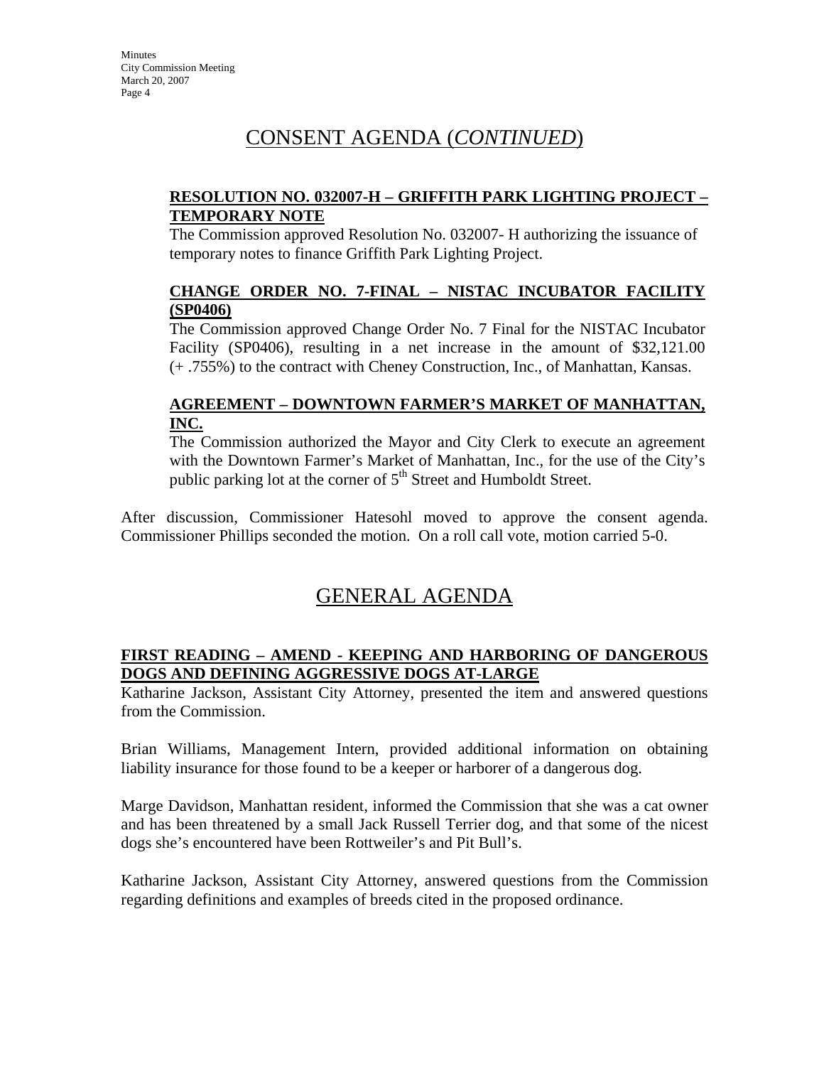# CONSENT AGENDA (*CONTINUED*)

### RESOLUTION NO. 032007-H – GRIFFITH PARK LIGHTING PROJECT – TEMPORARY NOTE

The Commission approved Resolution No. 032007- H authorizing the issuance of temporary notes to finance Griffith Park Lighting Project.

### CHANGE ORDER NO. 7-FINAL – NISTAC INCUBATOR FACILITY (SP0406)

The Commission approved Change Order No. 7 Final for the NISTAC Incubator Facility (SP0406), resulting in a net increase in the amount of $32,121.00 (+ .755%) to the contract with Cheney Construction, Inc., of Manhattan, Kansas.

### AGREEMENT – DOWNTOWN FARMER'S MARKET OF MANHATTAN, INC.

The Commission authorized the Mayor and City Clerk to execute an agreement with the Downtown Farmer's Market of Manhattan, Inc., for the use of the City's public parking lot at the corner of 5th Street and Humboldt Street.

After discussion, Commissioner Hatesohl moved to approve the consent agenda. Commissioner Phillips seconded the motion. On a roll call vote, motion carried 5-0.

# GENERAL AGENDA

### FIRST READING – AMEND - KEEPING AND HARBORING OF DANGEROUS DOGS AND DEFINING AGGRESSIVE DOGS AT-LARGE

Katharine Jackson, Assistant City Attorney, presented the item and answered questions from the Commission.

Brian Williams, Management Intern, provided additional information on obtaining liability insurance for those found to be a keeper or harborer of a dangerous dog.

Marge Davidson, Manhattan resident, informed the Commission that she was a cat owner and has been threatened by a small Jack Russell Terrier dog, and that some of the nicest dogs she's encountered have been Rottweiler's and Pit Bull's.

Katharine Jackson, Assistant City Attorney, answered questions from the Commission regarding definitions and examples of breeds cited in the proposed ordinance.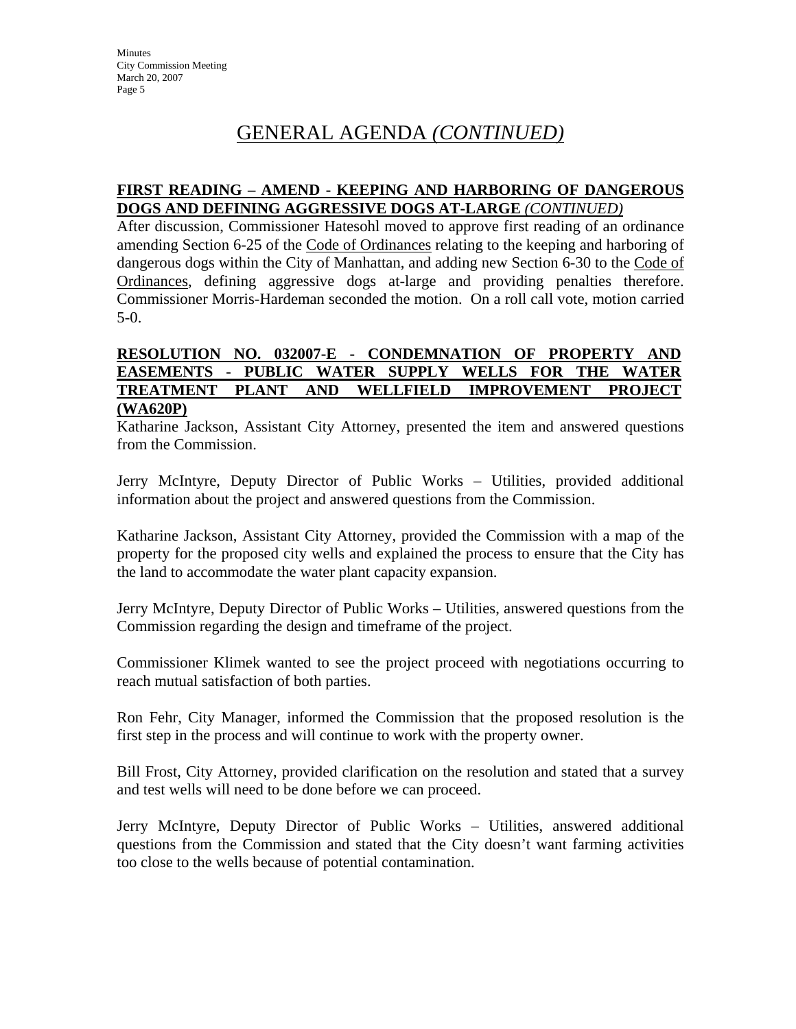# GENERAL AGENDA *(CONTINUED)*

**FIRST READING – AMEND - KEEPING AND HARBORING OF DANGEROUS DOGS AND DEFINING AGGRESSIVE DOGS AT-LARGE** ***(CONTINUED)***

After discussion, Commissioner Hatesohl moved to approve first reading of an ordinance amending Section 6-25 of the Code of Ordinances relating to the keeping and harboring of dangerous dogs within the City of Manhattan, and adding new Section 6-30 to the Code of Ordinances, defining aggressive dogs at-large and providing penalties therefore. Commissioner Morris-Hardeman seconded the motion. On a roll call vote, motion carried 5-0.

**RESOLUTION NO. 032007-E - CONDEMNATION OF PROPERTY AND EASEMENTS - PUBLIC WATER SUPPLY WELLS FOR THE WATER TREATMENT PLANT AND WELLFIELD IMPROVEMENT PROJECT (WA620P)**

Katharine Jackson, Assistant City Attorney, presented the item and answered questions from the Commission.

Jerry McIntyre, Deputy Director of Public Works – Utilities, provided additional information about the project and answered questions from the Commission.

Katharine Jackson, Assistant City Attorney, provided the Commission with a map of the property for the proposed city wells and explained the process to ensure that the City has the land to accommodate the water plant capacity expansion.

Jerry McIntyre, Deputy Director of Public Works – Utilities, answered questions from the Commission regarding the design and timeframe of the project.

Commissioner Klimek wanted to see the project proceed with negotiations occurring to reach mutual satisfaction of both parties.

Ron Fehr, City Manager, informed the Commission that the proposed resolution is the first step in the process and will continue to work with the property owner.

Bill Frost, City Attorney, provided clarification on the resolution and stated that a survey and test wells will need to be done before we can proceed.

Jerry McIntyre, Deputy Director of Public Works – Utilities, answered additional questions from the Commission and stated that the City doesn't want farming activities too close to the wells because of potential contamination.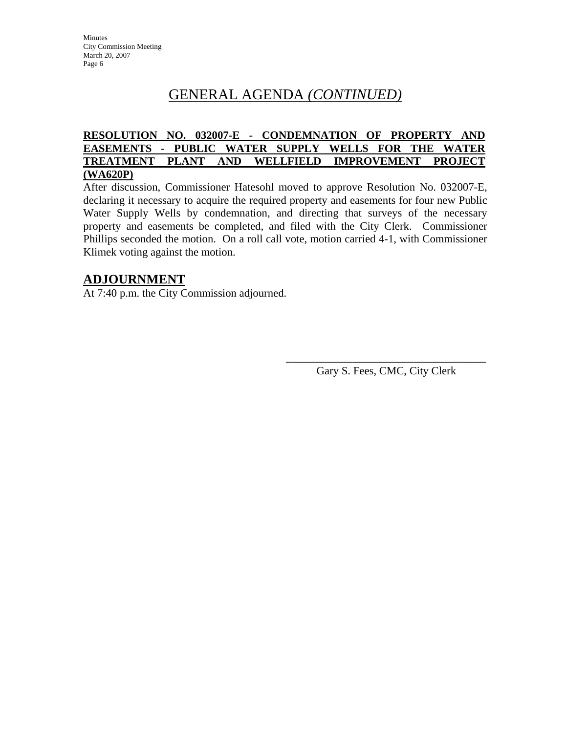## GENERAL AGENDA *(CONTINUED)*

**RESOLUTION NO. 032007-E - CONDEMNATION OF PROPERTY AND EASEMENTS - PUBLIC WATER SUPPLY WELLS FOR THE WATER TREATMENT PLANT AND WELLFIELD IMPROVEMENT PROJECT (WA620P)**

After discussion, Commissioner Hatesohl moved to approve Resolution No. 032007-E, declaring it necessary to acquire the required property and easements for four new Public Water Supply Wells by condemnation, and directing that surveys of the necessary property and easements be completed, and filed with the City Clerk. Commissioner Phillips seconded the motion. On a roll call vote, motion carried 4-1, with Commissioner Klimek voting against the motion.

## ADJOURNMENT

At 7:40 p.m. the City Commission adjourned.

\_\_\_\_\_\_\_\_\_\_\_\_\_\_\_\_\_\_\_\_\_\_\_\_\_\_\_\_\_\_\_\_\_\_\_\_

Gary S. Fees, CMC, City Clerk